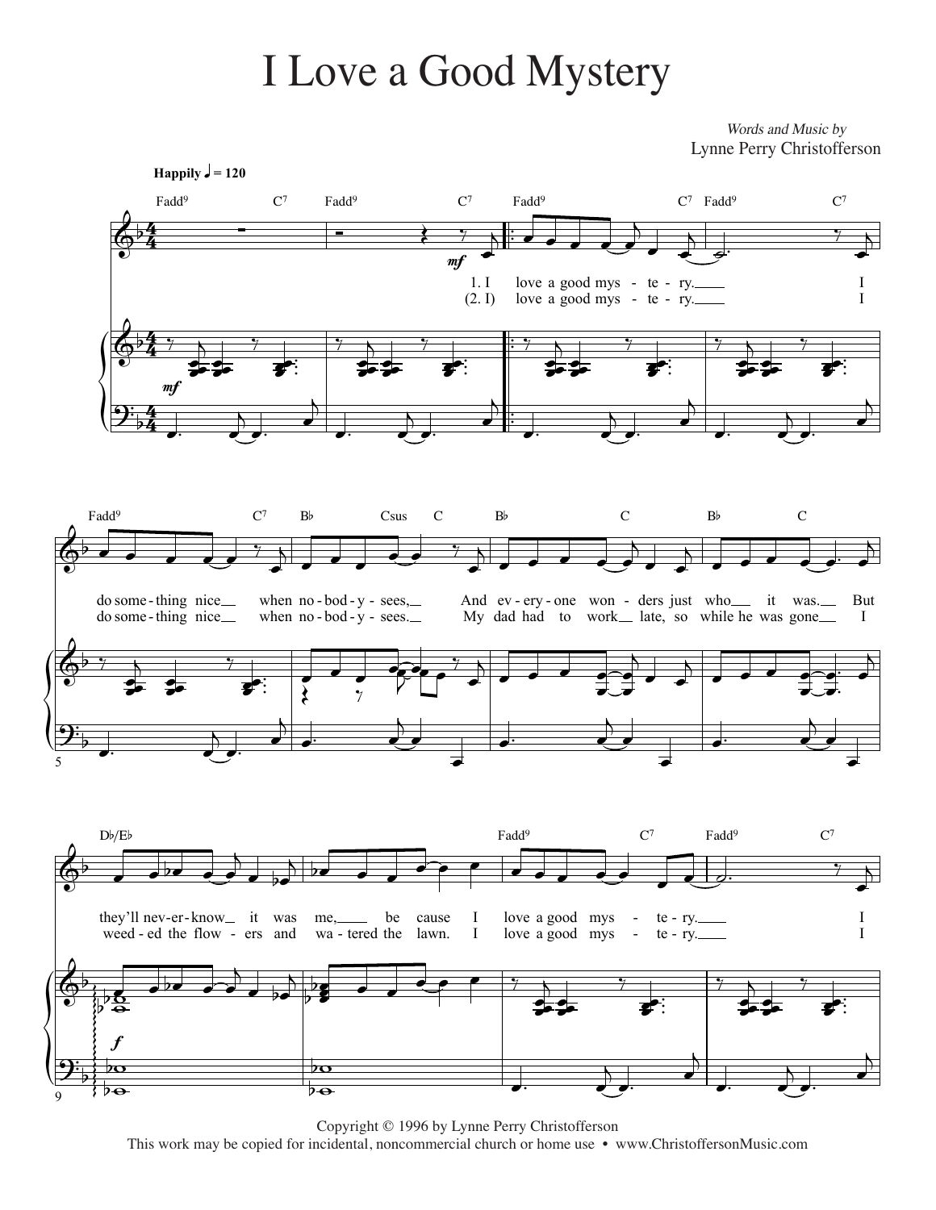# I Love a Good Mystery

*Words and Music by*
Lynne Perry Christofferson

**Happily** ♩ = 120

Fadd9 C7 Fadd9 C7 Fadd9 C7 Fadd9 C7

1. I love a good mys - te - ry. I
(2. I) love a good mys - te - ry. I

Fadd9 C7 B♭ Csus C B♭ C B♭ C

do some - thing nice when no - bod - y - sees, And ev - ery - one won - ders just who it was. But
do some - thing nice when no - bod - y - sees. My dad had to work late, so while he was gone I

D♭/E♭ Fadd9 C7 Fadd9 C7

they'll nev - er - know it was me, be - cause I love a good mys - te - ry. I
weed - ed the flow - ers and wa - tered the lawn. I love a good mys - te - ry. I

Copyright © 1996 by Lynne Perry Christofferson
This work may be copied for incidental, noncommercial church or home use • www.ChristoffersonMusic.com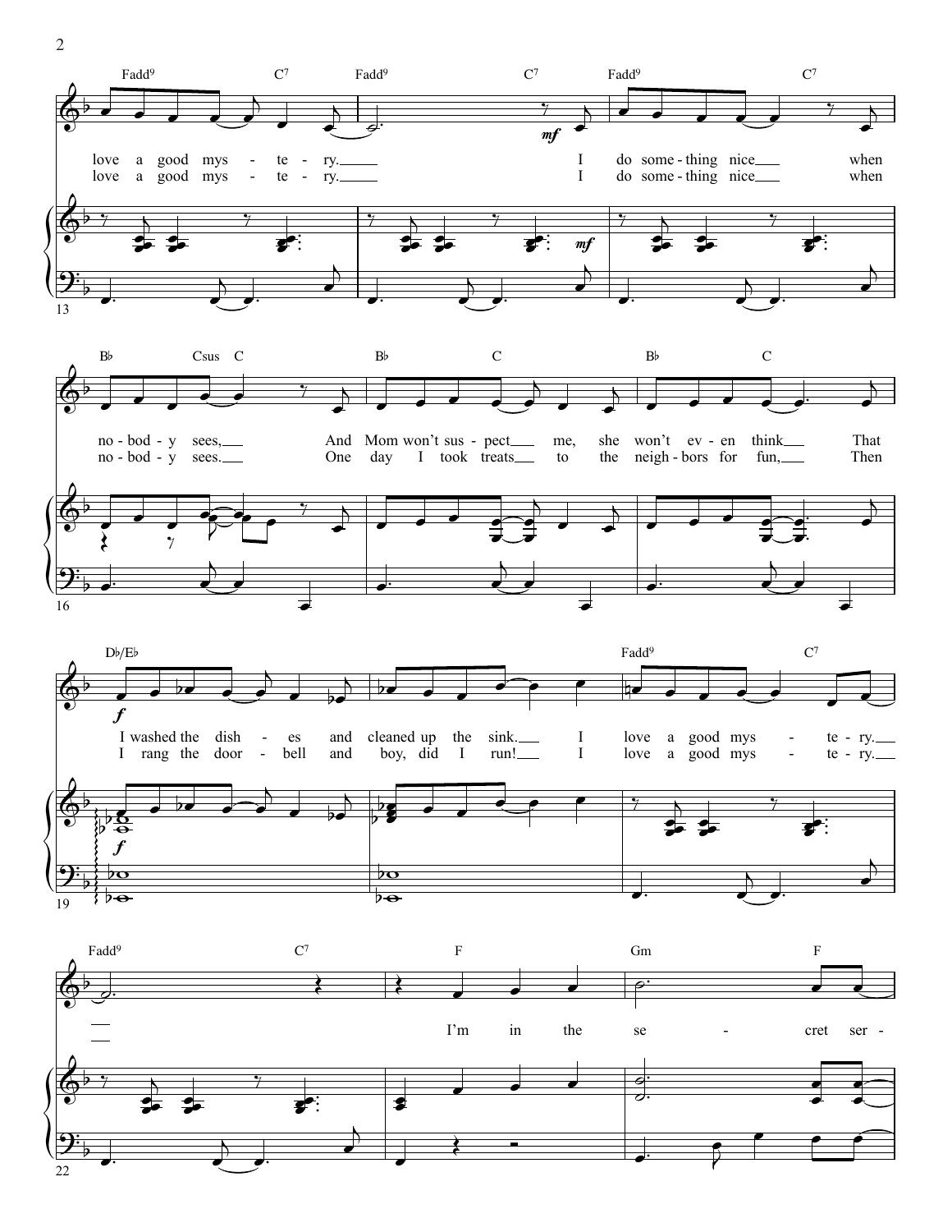Fadd9 C7 Fadd9 C7 Fadd9 C7

love a good mys - te - ry. I do some - thing nice when
love a good mys - te - ry. I do some - thing nice when

Bb Csus C Bb C Bb C

no - bod - y sees, And Mom won't sus - pect me, she won't ev - en think That
no - bod - y sees. One day I took treats to the neigh - bors for fun, Then

Db/Eb Fadd9 C7

I washed the dish - es and cleaned up the sink. I love a good mys - te - ry.
I rang the door - bell and boy, did I run! I love a good mys - te - ry.

Fadd9 C7 F Gm F

I'm in the se - cret ser -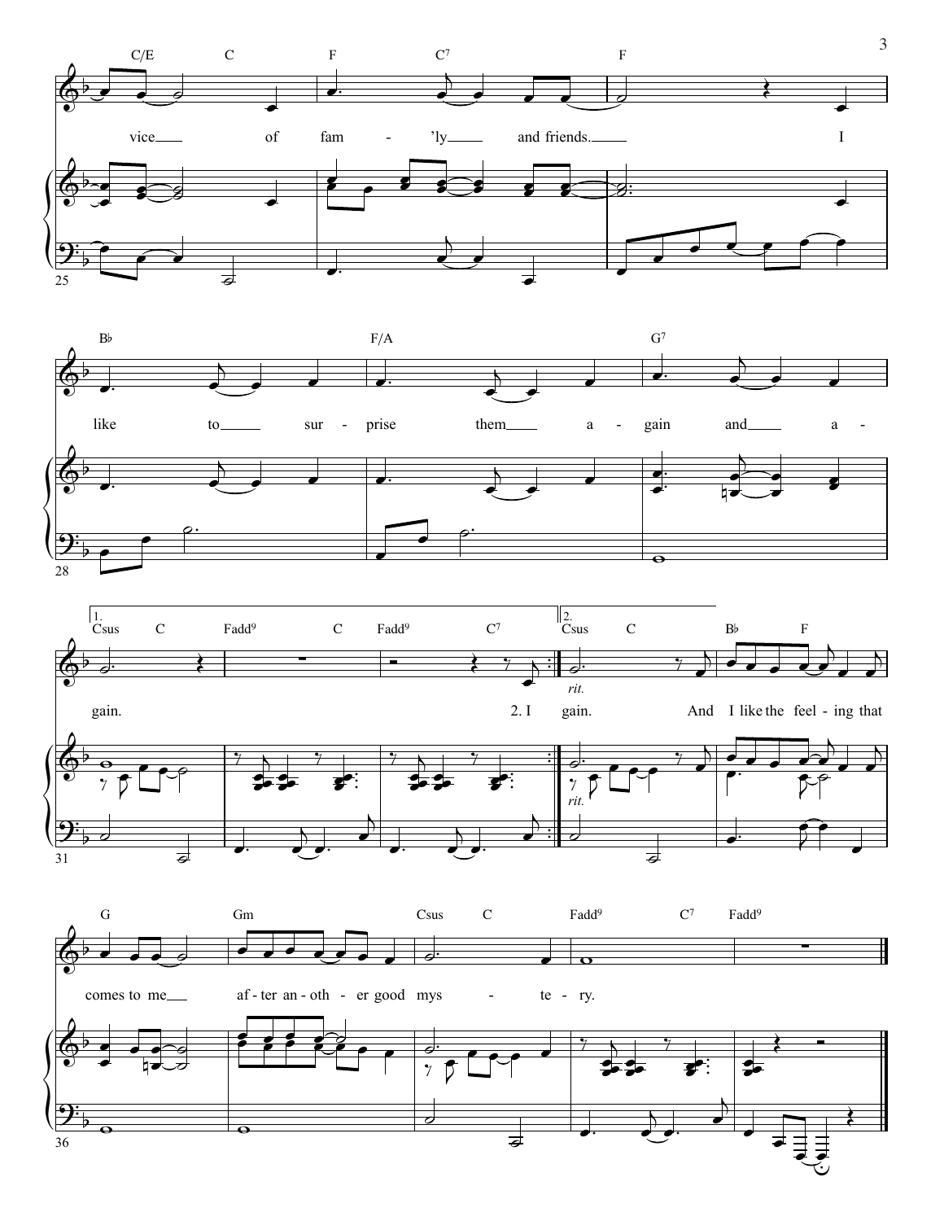C/E C F C7 F

vice of fam - 'ly and friends. I

B♭ F/A G7

like to sur - prise them a - gain and a -

1. Csus C Fadd9 C Fadd9 C7 2. Csus C B♭ F

gain. 2. I gain. And I like the feel - ing that

*rit.*

G Gm Csus C Fadd9 C7 Fadd9

comes to me af - ter an - oth - er good mys - te - ry.